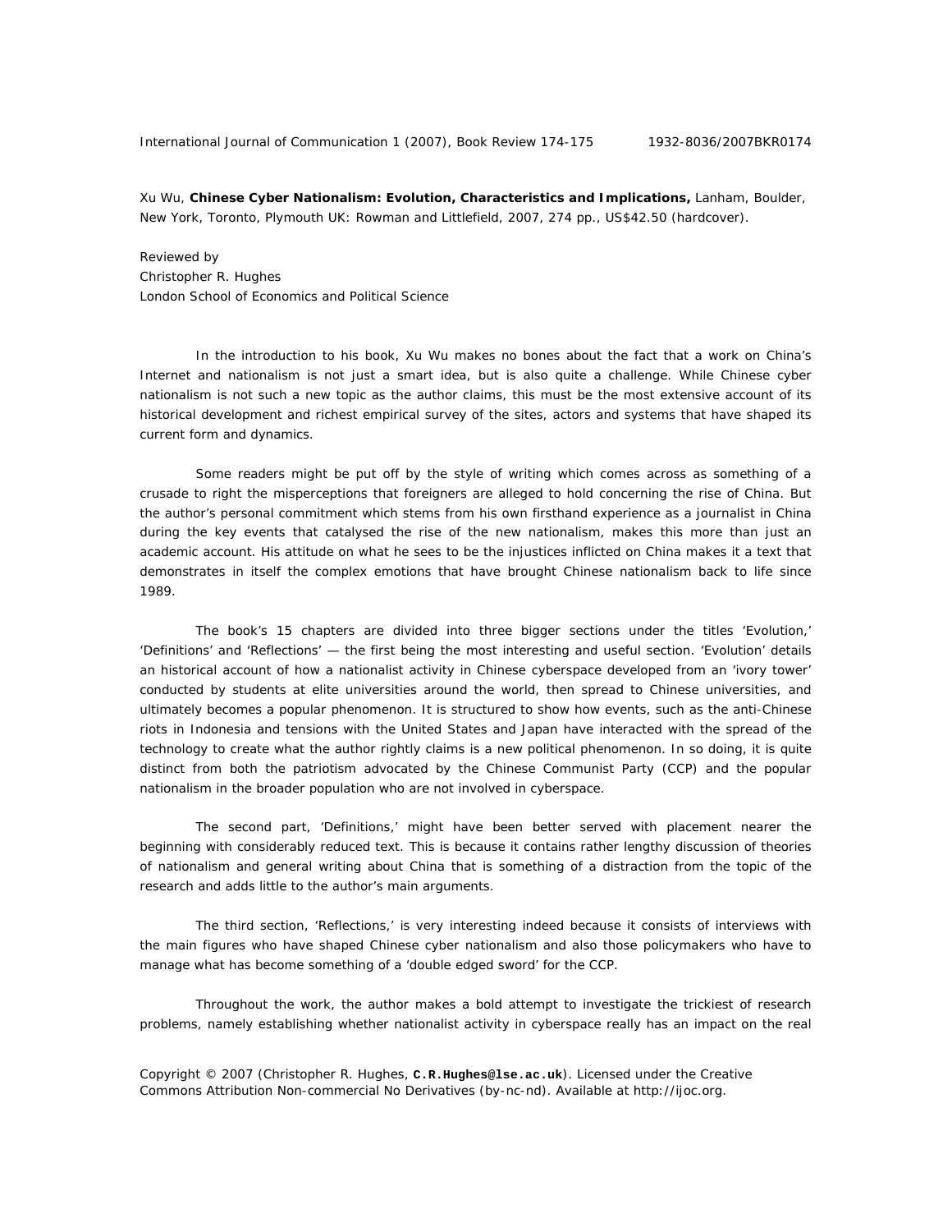Xu Wu, **Chinese Cyber Nationalism: Evolution, Characteristics and Implications,** Lanham, Boulder, New York, Toronto, Plymouth UK: Rowman and Littlefield, 2007, 274 pp., US$42.50 (hardcover).

Reviewed by
Christopher R. Hughes
London School of Economics and Political Science

In the introduction to his book, Xu Wu makes no bones about the fact that a work on China's Internet and nationalism is not just a smart idea, but is also quite a challenge. While Chinese cyber nationalism is not such a new topic as the author claims, this must be the most extensive account of its historical development and richest empirical survey of the sites, actors and systems that have shaped its current form and dynamics.

Some readers might be put off by the style of writing which comes across as something of a crusade to right the misperceptions that foreigners are alleged to hold concerning the rise of China. But the author's personal commitment which stems from his own firsthand experience as a journalist in China during the key events that catalysed the rise of the new nationalism, makes this more than just an academic account. His attitude on what he sees to be the injustices inflicted on China makes it a text that demonstrates in itself the complex emotions that have brought Chinese nationalism back to life since 1989.

The book's 15 chapters are divided into three bigger sections under the titles 'Evolution,' 'Definitions' and 'Reflections' — the first being the most interesting and useful section. 'Evolution' details an historical account of how a nationalist activity in Chinese cyberspace developed from an 'ivory tower' conducted by students at elite universities around the world, then spread to Chinese universities, and ultimately becomes a popular phenomenon. It is structured to show how events, such as the anti-Chinese riots in Indonesia and tensions with the United States and Japan have interacted with the spread of the technology to create what the author rightly claims is a new political phenomenon. In so doing, it is quite distinct from both the patriotism advocated by the Chinese Communist Party (CCP) and the popular nationalism in the broader population who are not involved in cyberspace.

The second part, 'Definitions,' might have been better served with placement nearer the beginning with considerably reduced text. This is because it contains rather lengthy discussion of theories of nationalism and general writing about China that is something of a distraction from the topic of the research and adds little to the author's main arguments.

The third section, 'Reflections,' is very interesting indeed because it consists of interviews with the main figures who have shaped Chinese cyber nationalism and also those policymakers who have to manage what has become something of a 'double edged sword' for the CCP.

Throughout the work, the author makes a bold attempt to investigate the trickiest of research problems, namely establishing whether nationalist activity in cyberspace really has an impact on the real

Copyright © 2007 (Christopher R. Hughes, **C.R.Hughes@lse.ac.uk**). Licensed under the Creative Commons Attribution Non-commercial No Derivatives (by-nc-nd). Available at http://ijoc.org.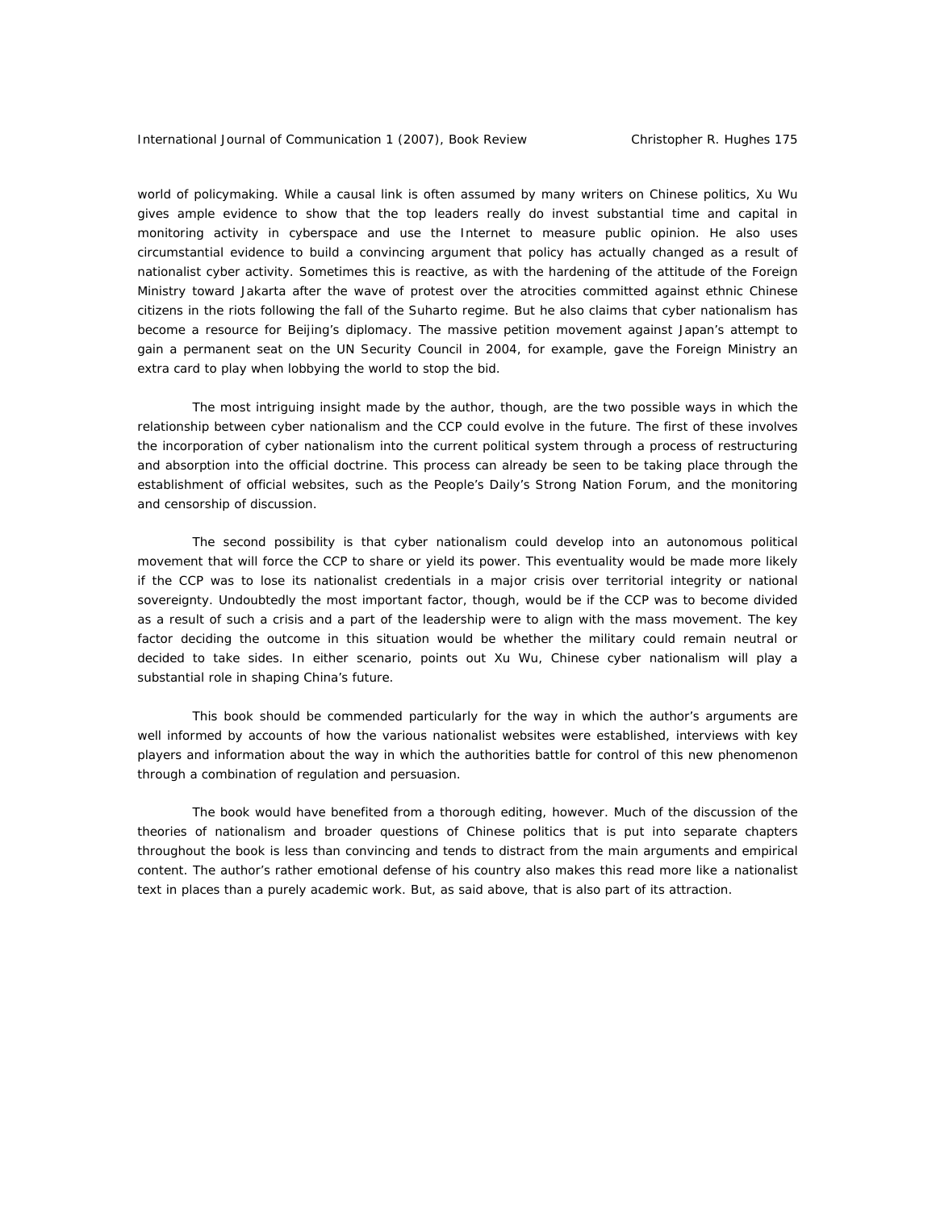world of policymaking. While a causal link is often assumed by many writers on Chinese politics, Xu Wu gives ample evidence to show that the top leaders really do invest substantial time and capital in monitoring activity in cyberspace and use the Internet to measure public opinion. He also uses circumstantial evidence to build a convincing argument that policy has actually changed as a result of nationalist cyber activity. Sometimes this is reactive, as with the hardening of the attitude of the Foreign Ministry toward Jakarta after the wave of protest over the atrocities committed against ethnic Chinese citizens in the riots following the fall of the Suharto regime. But he also claims that cyber nationalism has become a resource for Beijing's diplomacy. The massive petition movement against Japan's attempt to gain a permanent seat on the UN Security Council in 2004, for example, gave the Foreign Ministry an extra card to play when lobbying the world to stop the bid.

The most intriguing insight made by the author, though, are the two possible ways in which the relationship between cyber nationalism and the CCP could evolve in the future. The first of these involves the incorporation of cyber nationalism into the current political system through a process of restructuring and absorption into the official doctrine. This process can already be seen to be taking place through the establishment of official websites, such as the People's Daily's Strong Nation Forum, and the monitoring and censorship of discussion.

The second possibility is that cyber nationalism could develop into an autonomous political movement that will force the CCP to share or yield its power. This eventuality would be made more likely if the CCP was to lose its nationalist credentials in a major crisis over territorial integrity or national sovereignty. Undoubtedly the most important factor, though, would be if the CCP was to become divided as a result of such a crisis and a part of the leadership were to align with the mass movement. The key factor deciding the outcome in this situation would be whether the military could remain neutral or decided to take sides. In either scenario, points out Xu Wu, Chinese cyber nationalism will play a substantial role in shaping China's future.

This book should be commended particularly for the way in which the author's arguments are well informed by accounts of how the various nationalist websites were established, interviews with key players and information about the way in which the authorities battle for control of this new phenomenon through a combination of regulation and persuasion.

The book would have benefited from a thorough editing, however. Much of the discussion of the theories of nationalism and broader questions of Chinese politics that is put into separate chapters throughout the book is less than convincing and tends to distract from the main arguments and empirical content. The author's rather emotional defense of his country also makes this read more like a nationalist text in places than a purely academic work. But, as said above, that is also part of its attraction.